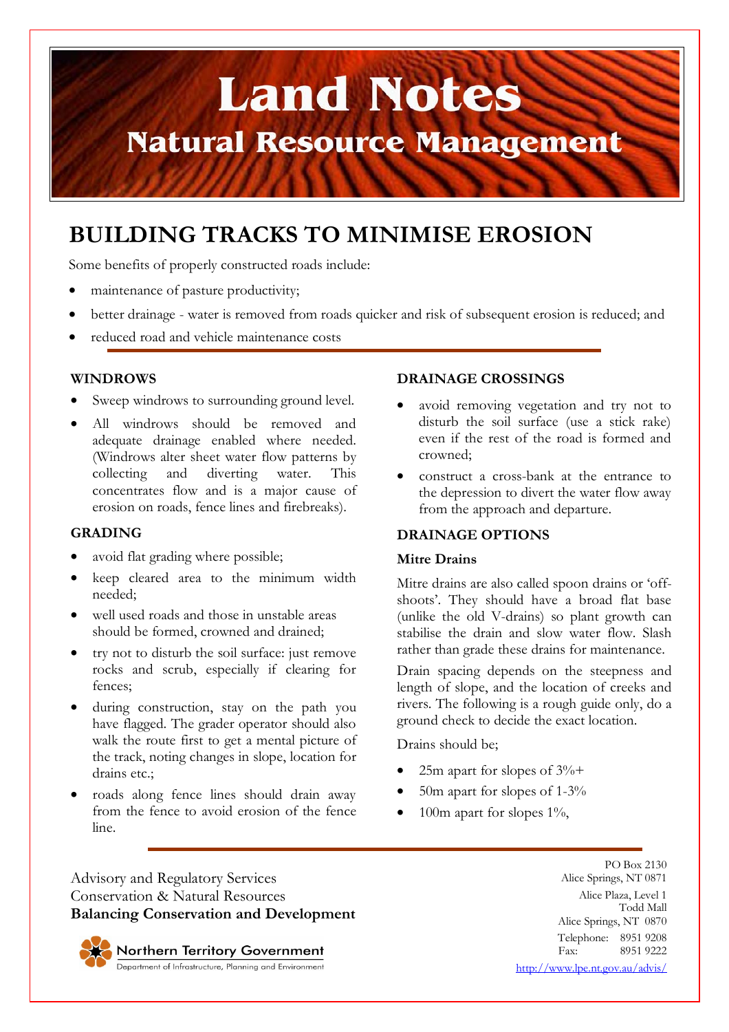# Land Notes

## Natural Resource Management

# BUILDING TRACKS TO MINIMISE EROSION

Some benefits of properly constructed roads include:

- maintenance of pasture productivity;
- better drainage - water is removed from roads quicker and risk of subsequent erosion is reduced; and
- reduced road and vehicle maintenance costs

### WINDROWS

- Sweep windrows to surrounding ground level.
- All windrows should be removed and adequate drainage enabled where needed. (Windrows alter sheet water flow patterns by collecting and diverting water. This concentrates flow and is a major cause of erosion on roads, fence lines and firebreaks).

### GRADING

- avoid flat grading where possible;
- keep cleared area to the minimum width needed;
- well used roads and those in unstable areas should be formed, crowned and drained;
- try not to disturb the soil surface: just remove rocks and scrub, especially if clearing for fences;
- during construction, stay on the path you have flagged. The grader operator should also walk the route first to get a mental picture of the track, noting changes in slope, location for drains etc.;
- roads along fence lines should drain away from the fence to avoid erosion of the fence line.

### DRAINAGE CROSSINGS

- avoid removing vegetation and try not to disturb the soil surface (use a stick rake) even if the rest of the road is formed and crowned;
- construct a cross-bank at the entrance to the depression to divert the water flow away from the approach and departure.

### DRAINAGE OPTIONS

#### Mitre Drains

Mitre drains are also called spoon drains or 'off-shoots'. They should have a broad flat base (unlike the old V-drains) so plant growth can stabilise the drain and slow water flow. Slash rather than grade these drains for maintenance.

Drain spacing depends on the steepness and length of slope, and the location of creeks and rivers. The following is a rough guide only, do a ground check to decide the exact location.

Drains should be;

- 25m apart for slopes of 3%+
- 50m apart for slopes of 1-3%
- 100m apart for slopes 1%,

Advisory and Regulatory Services
Conservation & Natural Resources
**Balancing Conservation and Development**

Northern Territory Government
Department of Infrastructure, Planning and Environment

PO Box 2130
Alice Springs, NT 0871

Alice Plaza, Level 1
Todd Mall
Alice Springs, NT 0870

Telephone: 8951 9208
Fax: 8951 9222

http://www.lpe.nt.gov.au/advis/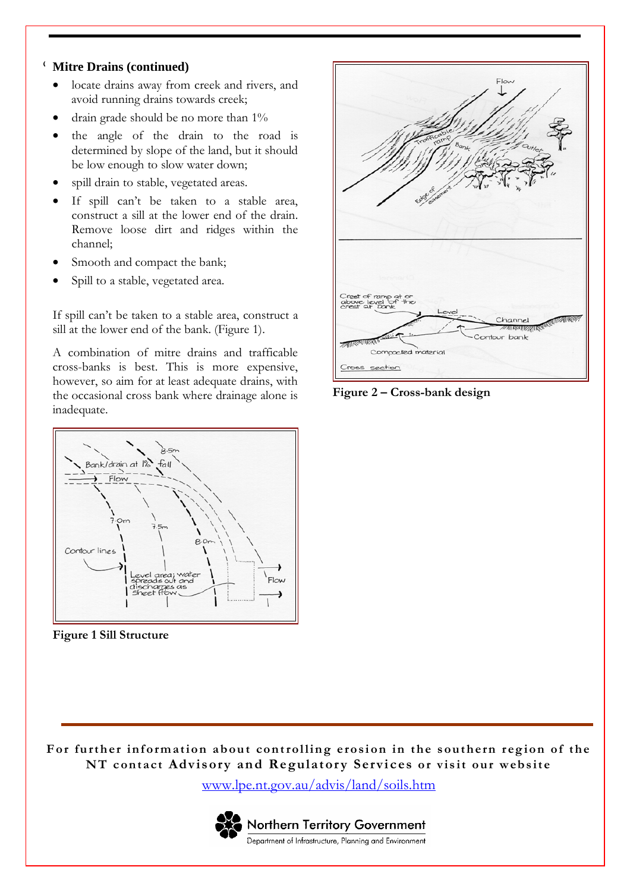### Mitre Drains (continued)

- locate drains away from creek and rivers, and avoid running drains towards creek;
- drain grade should be no more than 1%
- the angle of the drain to the road is determined by slope of the land, but it should be low enough to slow water down;
- spill drain to stable, vegetated areas.
- If spill can't be taken to a stable area, construct a sill at the lower end of the drain. Remove loose dirt and ridges within the channel;
- Smooth and compact the bank;
- Spill to a stable, vegetated area.

If spill can't be taken to a stable area, construct a sill at the lower end of the bank. (Figure 1).

A combination of mitre drains and trafficable cross-banks is best. This is more expensive, however, so aim for at least adequate drains, with the occasional cross bank where drainage alone is inadequate.

8.5m
Bank/drain at 1% fall
Flow
7.0m
7.5m
8.0m
Contour lines
Level area; water spreads out and discharges as sheet flow
Flow

**Figure 1 Sill Structure**

Flow
Trafficable ramp
Bank
Outlet
Edge of easement

Crest of ramp at or above level of the crest of bank
Level
Channel
Contour bank
Compacted material
Cross section

**Figure 2 – Cross-bank design**

**For further information about controlling erosion in the southern region of the NT contact Advisory and Regulatory Services or visit our website**

www.lpe.nt.gov.au/advis/land/soils.htm

Northern Territory Government
Department of Infrastructure, Planning and Environment